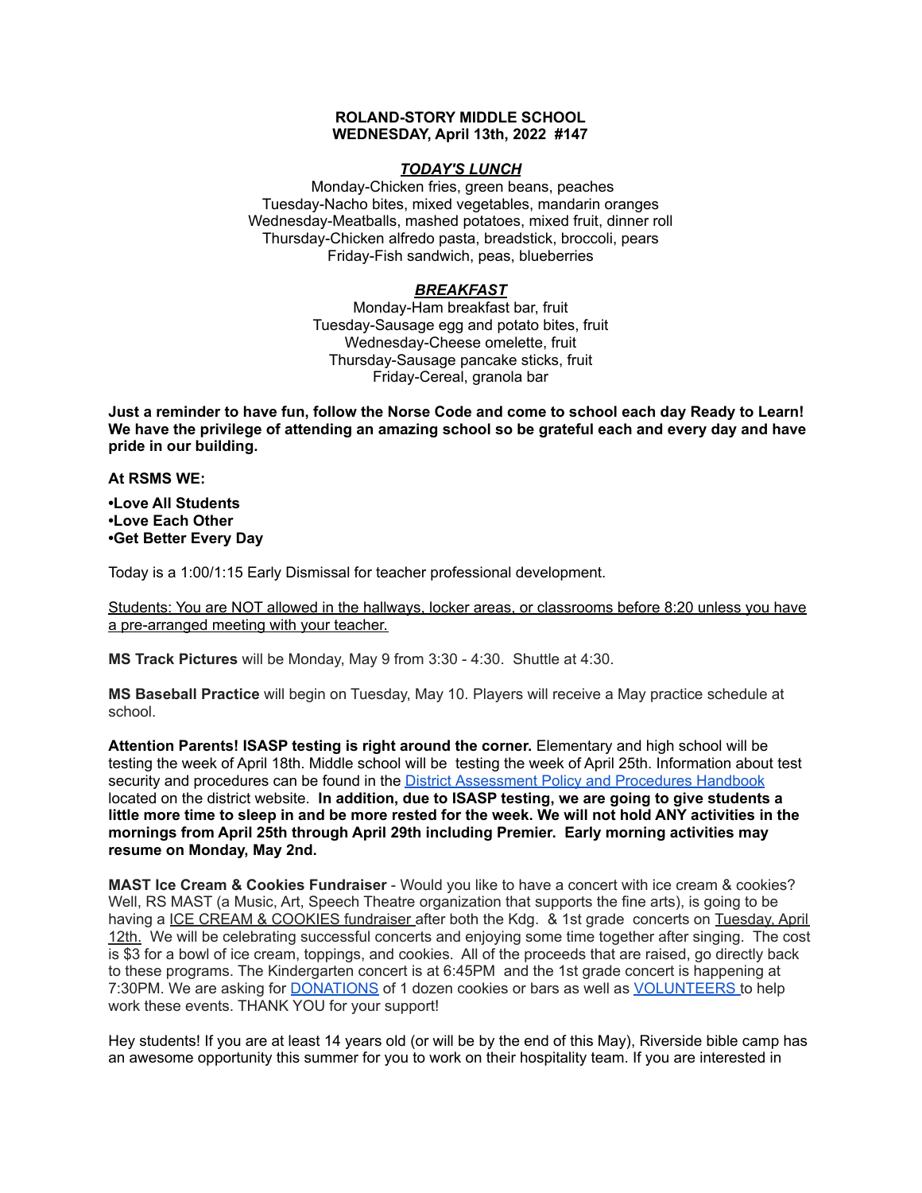**ROLAND-STORY MIDDLE SCHOOL**
**WEDNESDAY, April 13th, 2022 #147**

***TODAY'S LUNCH***

Monday-Chicken fries, green beans, peaches
Tuesday-Nacho bites, mixed vegetables, mandarin oranges
Wednesday-Meatballs, mashed potatoes, mixed fruit, dinner roll
Thursday-Chicken alfredo pasta, breadstick, broccoli, pears
Friday-Fish sandwich, peas, blueberries

***BREAKFAST***

Monday-Ham breakfast bar, fruit
Tuesday-Sausage egg and potato bites, fruit
Wednesday-Cheese omelette, fruit
Thursday-Sausage pancake sticks, fruit
Friday-Cereal, granola bar

**Just a reminder to have fun, follow the Norse Code and come to school each day Ready to Learn! We have the privilege of attending an amazing school so be grateful each and every day and have pride in our building.**

**At RSMS WE:**

**•Love All Students**
**•Love Each Other**
**•Get Better Every Day**

Today is a 1:00/1:15 Early Dismissal for teacher professional development.

Students: You are NOT allowed in the hallways, locker areas, or classrooms before 8:20 unless you have a pre-arranged meeting with your teacher.

**MS Track Pictures** will be Monday, May 9 from 3:30 - 4:30. Shuttle at 4:30.

**MS Baseball Practice** will begin on Tuesday, May 10. Players will receive a May practice schedule at school.

**Attention Parents! ISASP testing is right around the corner.** Elementary and high school will be testing the week of April 18th. Middle school will be testing the week of April 25th. Information about test security and procedures can be found in the District Assessment Policy and Procedures Handbook located on the district website. **In addition, due to ISASP testing, we are going to give students a little more time to sleep in and be more rested for the week. We will not hold ANY activities in the mornings from April 25th through April 29th including Premier. Early morning activities may resume on Monday, May 2nd.**

**MAST Ice Cream & Cookies Fundraiser** - Would you like to have a concert with ice cream & cookies? Well, RS MAST (a Music, Art, Speech Theatre organization that supports the fine arts), is going to be having a ICE CREAM & COOKIES fundraiser after both the Kdg. & 1st grade concerts on Tuesday, April 12th. We will be celebrating successful concerts and enjoying some time together after singing. The cost is $3 for a bowl of ice cream, toppings, and cookies. All of the proceeds that are raised, go directly back to these programs. The Kindergarten concert is at 6:45PM and the 1st grade concert is happening at 7:30PM. We are asking for DONATIONS of 1 dozen cookies or bars as well as VOLUNTEERS to help work these events. THANK YOU for your support!

Hey students! If you are at least 14 years old (or will be by the end of this May), Riverside bible camp has an awesome opportunity this summer for you to work on their hospitality team. If you are interested in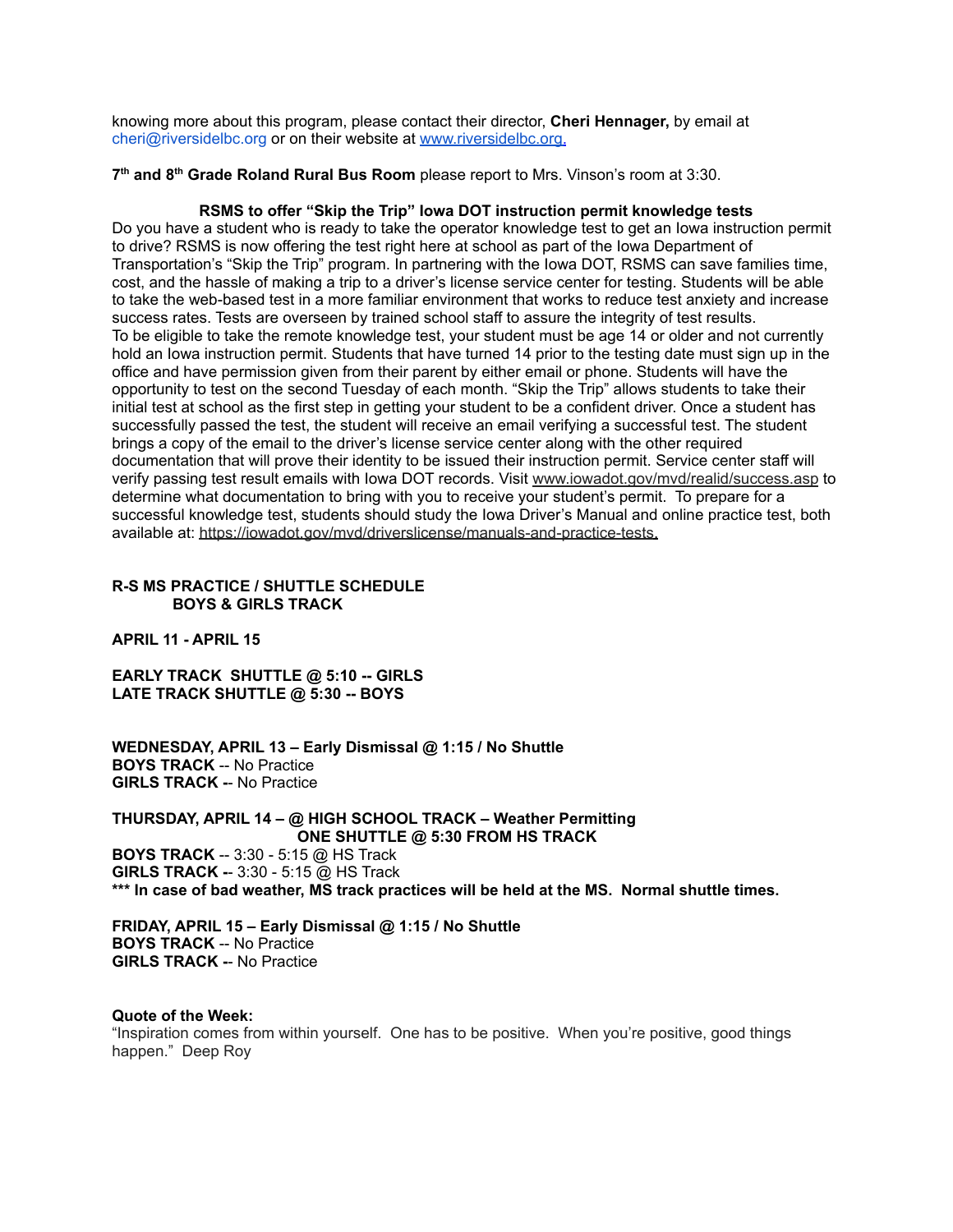knowing more about this program, please contact their director, **Cheri Hennager,** by email at cheri@riversidelbc.org or on their website at www.riversidelbc.org.

**7th and 8th Grade Roland Rural Bus Room** please report to Mrs. Vinson's room at 3:30.

**RSMS to offer "Skip the Trip" Iowa DOT instruction permit knowledge tests**

Do you have a student who is ready to take the operator knowledge test to get an Iowa instruction permit to drive? RSMS is now offering the test right here at school as part of the Iowa Department of Transportation's "Skip the Trip" program. In partnering with the Iowa DOT, RSMS can save families time, cost, and the hassle of making a trip to a driver's license service center for testing. Students will be able to take the web-based test in a more familiar environment that works to reduce test anxiety and increase success rates. Tests are overseen by trained school staff to assure the integrity of test results.
To be eligible to take the remote knowledge test, your student must be age 14 or older and not currently hold an Iowa instruction permit. Students that have turned 14 prior to the testing date must sign up in the office and have permission given from their parent by either email or phone. Students will have the opportunity to test on the second Tuesday of each month. "Skip the Trip" allows students to take their initial test at school as the first step in getting your student to be a confident driver. Once a student has successfully passed the test, the student will receive an email verifying a successful test. The student brings a copy of the email to the driver's license service center along with the other required documentation that will prove their identity to be issued their instruction permit. Service center staff will verify passing test result emails with Iowa DOT records. Visit www.iowadot.gov/mvd/realid/success.asp to determine what documentation to bring with you to receive your student's permit. To prepare for a successful knowledge test, students should study the Iowa Driver's Manual and online practice test, both available at: https://iowadot.gov/mvd/driverslicense/manuals-and-practice-tests.

**R-S MS PRACTICE / SHUTTLE SCHEDULE**
**BOYS & GIRLS TRACK**

**APRIL 11 - APRIL 15**

**EARLY TRACK SHUTTLE @ 5:10 -- GIRLS**
**LATE TRACK SHUTTLE @ 5:30 -- BOYS**

**WEDNESDAY, APRIL 13 – Early Dismissal @ 1:15 / No Shuttle**
**BOYS TRACK** -- No Practice
**GIRLS TRACK --** No Practice

**THURSDAY, APRIL 14 – @ HIGH SCHOOL TRACK – Weather Permitting**
**ONE SHUTTLE @ 5:30 FROM HS TRACK**
**BOYS TRACK** -- 3:30 - 5:15 @ HS Track
**GIRLS TRACK --** 3:30 - 5:15 @ HS Track
**\*\*\* In case of bad weather, MS track practices will be held at the MS. Normal shuttle times.**

**FRIDAY, APRIL 15 – Early Dismissal @ 1:15 / No Shuttle**
**BOYS TRACK** -- No Practice
**GIRLS TRACK --** No Practice

**Quote of the Week:**
"Inspiration comes from within yourself. One has to be positive. When you're positive, good things happen." Deep Roy